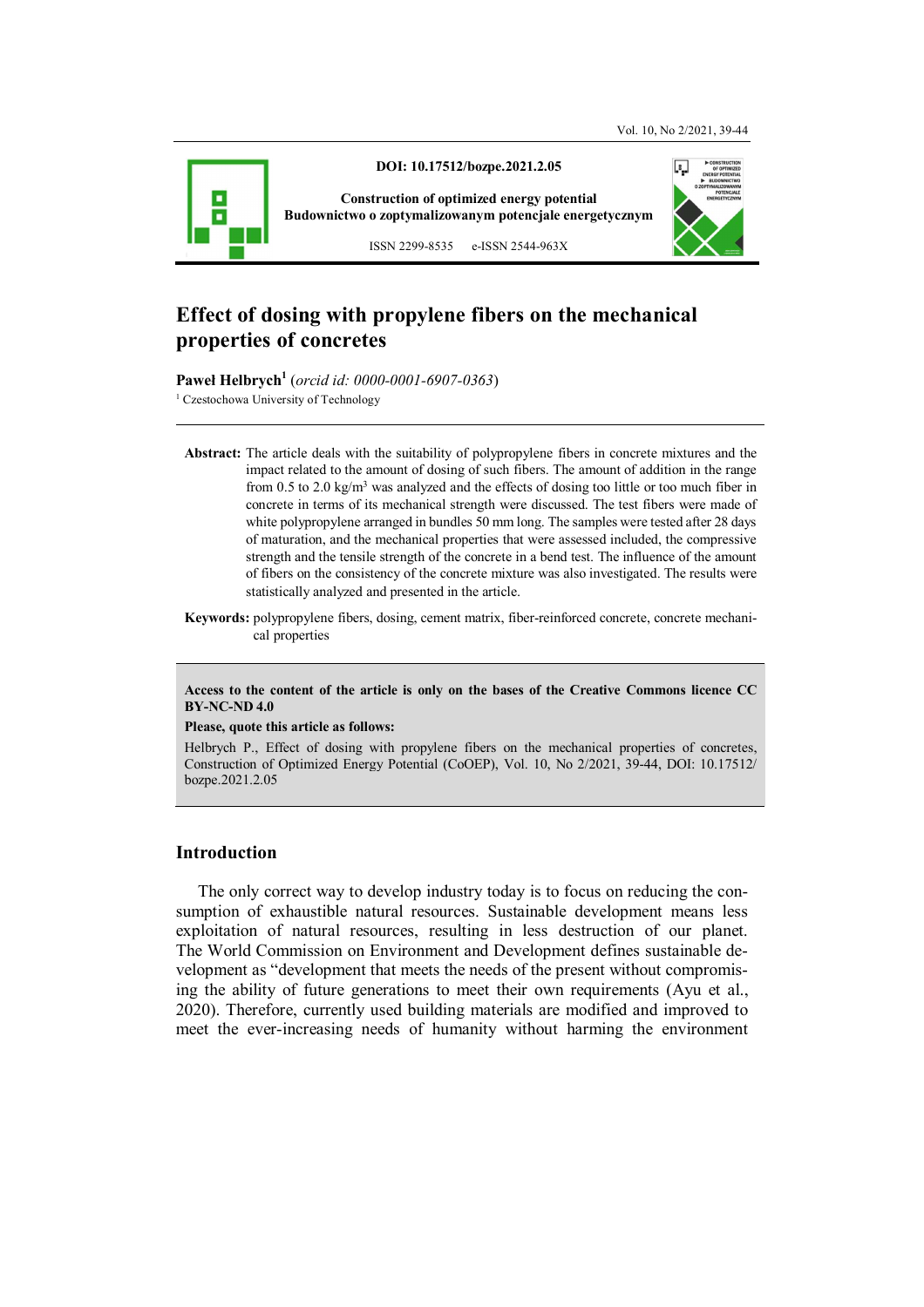DOI: 10.17512/bozpe.2021.2.05

**Construction of optimized energy potential**
**Budownictwo o zoptymalizowanym potencjale energetycznym**

ISSN 2299-8535 e-ISSN 2544-963X

# Effect of dosing with propylene fibers on the mechanical properties of concretes

**Paweł Helbrych**[1] (*orcid id: 0000-0001-6907-0363*)

[1] Czestochowa University of Technology

**Abstract:** The article deals with the suitability of polypropylene fibers in concrete mixtures and the impact related to the amount of dosing of such fibers. The amount of addition in the range from 0.5 to 2.0 kg/m$^3$ was analyzed and the effects of dosing too little or too much fiber in concrete in terms of its mechanical strength were discussed. The test fibers were made of white polypropylene arranged in bundles 50 mm long. The samples were tested after 28 days of maturation, and the mechanical properties that were assessed included, the compressive strength and the tensile strength of the concrete in a bend test. The influence of the amount of fibers on the consistency of the concrete mixture was also investigated. The results were statistically analyzed and presented in the article.

**Keywords:** polypropylene fibers, dosing, cement matrix, fiber-reinforced concrete, concrete mechanical properties

**Access to the content of the article is only on the bases of the Creative Commons licence CC BY-NC-ND 4.0**

**Please, quote this article as follows:**

Helbrych P., Effect of dosing with propylene fibers on the mechanical properties of concretes, Construction of Optimized Energy Potential (CoOEP), Vol. 10, No 2/2021, 39-44, DOI: 10.17512/bozpe.2021.2.05

## Introduction

The only correct way to develop industry today is to focus on reducing the consumption of exhaustible natural resources. Sustainable development means less exploitation of natural resources, resulting in less destruction of our planet. The World Commission on Environment and Development defines sustainable development as "development that meets the needs of the present without compromising the ability of future generations to meet their own requirements (Ayu et al., 2020). Therefore, currently used building materials are modified and improved to meet the ever-increasing needs of humanity without harming the environment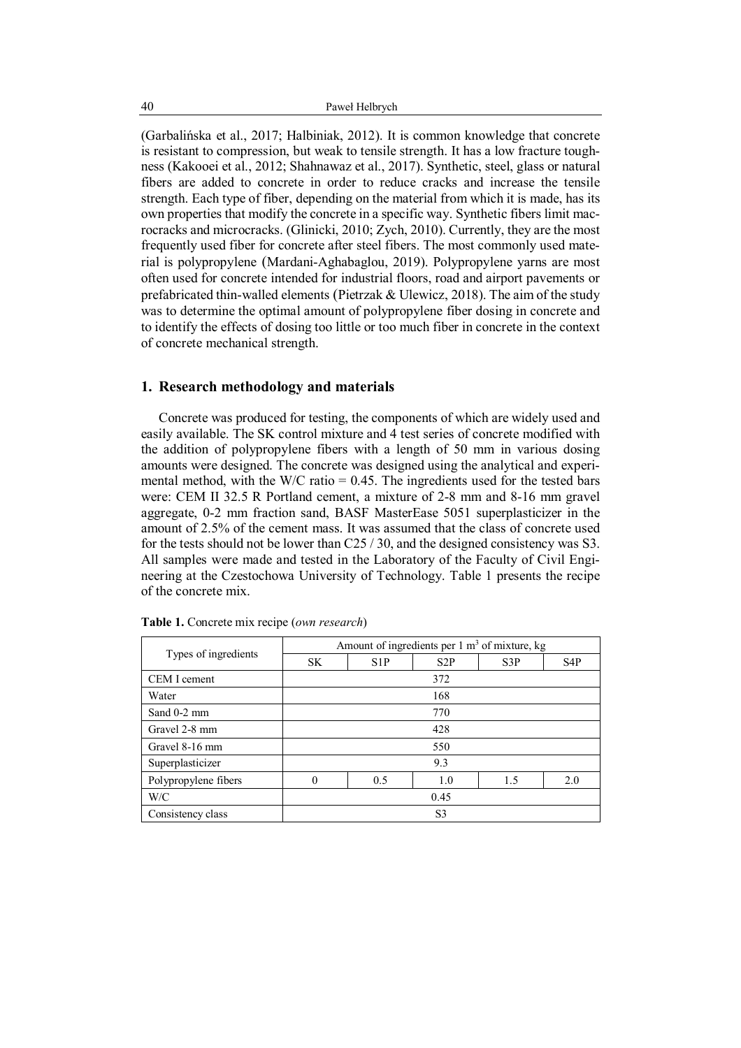(Garbalińska et al., 2017; Halbiniak, 2012). It is common knowledge that concrete is resistant to compression, but weak to tensile strength. It has a low fracture toughness (Kakooei et al., 2012; Shahnawaz et al., 2017). Synthetic, steel, glass or natural fibers are added to concrete in order to reduce cracks and increase the tensile strength. Each type of fiber, depending on the material from which it is made, has its own properties that modify the concrete in a specific way. Synthetic fibers limit macrocracks and microcracks. (Glinicki, 2010; Zych, 2010). Currently, they are the most frequently used fiber for concrete after steel fibers. The most commonly used material is polypropylene (Mardani-Aghabaglou, 2019). Polypropylene yarns are most often used for concrete intended for industrial floors, road and airport pavements or prefabricated thin-walled elements (Pietrzak & Ulewicz, 2018). The aim of the study was to determine the optimal amount of polypropylene fiber dosing in concrete and to identify the effects of dosing too little or too much fiber in concrete in the context of concrete mechanical strength.

## 1. Research methodology and materials

Concrete was produced for testing, the components of which are widely used and easily available. The SK control mixture and 4 test series of concrete modified with the addition of polypropylene fibers with a length of 50 mm in various dosing amounts were designed. The concrete was designed using the analytical and experimental method, with the W/C ratio = 0.45. The ingredients used for the tested bars were: CEM II 32.5 R Portland cement, a mixture of 2-8 mm and 8-16 mm gravel aggregate, 0-2 mm fraction sand, BASF MasterEase 5051 superplasticizer in the amount of 2.5% of the cement mass. It was assumed that the class of concrete used for the tests should not be lower than C25 / 30, and the designed consistency was S3. All samples were made and tested in the Laboratory of the Faculty of Civil Engineering at the Czestochowa University of Technology. Table 1 presents the recipe of the concrete mix.

**Table 1.** Concrete mix recipe (*own research*)

| Types of ingredients | Amount of ingredients per 1 m$^3$ of mixture, kg | | | | |
|---|---|---|---|---|---|
| | SK | S1P | S2P | S3P | S4P |
| CEM I cement | 372 | | | | |
| Water | 168 | | | | |
| Sand 0-2 mm | 770 | | | | |
| Gravel 2-8 mm | 428 | | | | |
| Gravel 8-16 mm | 550 | | | | |
| Superplasticizer | 9.3 | | | | |
| Polypropylene fibers | 0 | 0.5 | 1.0 | 1.5 | 2.0 |
| W/C | 0.45 | | | | |
| Consistency class | S3 | | | | |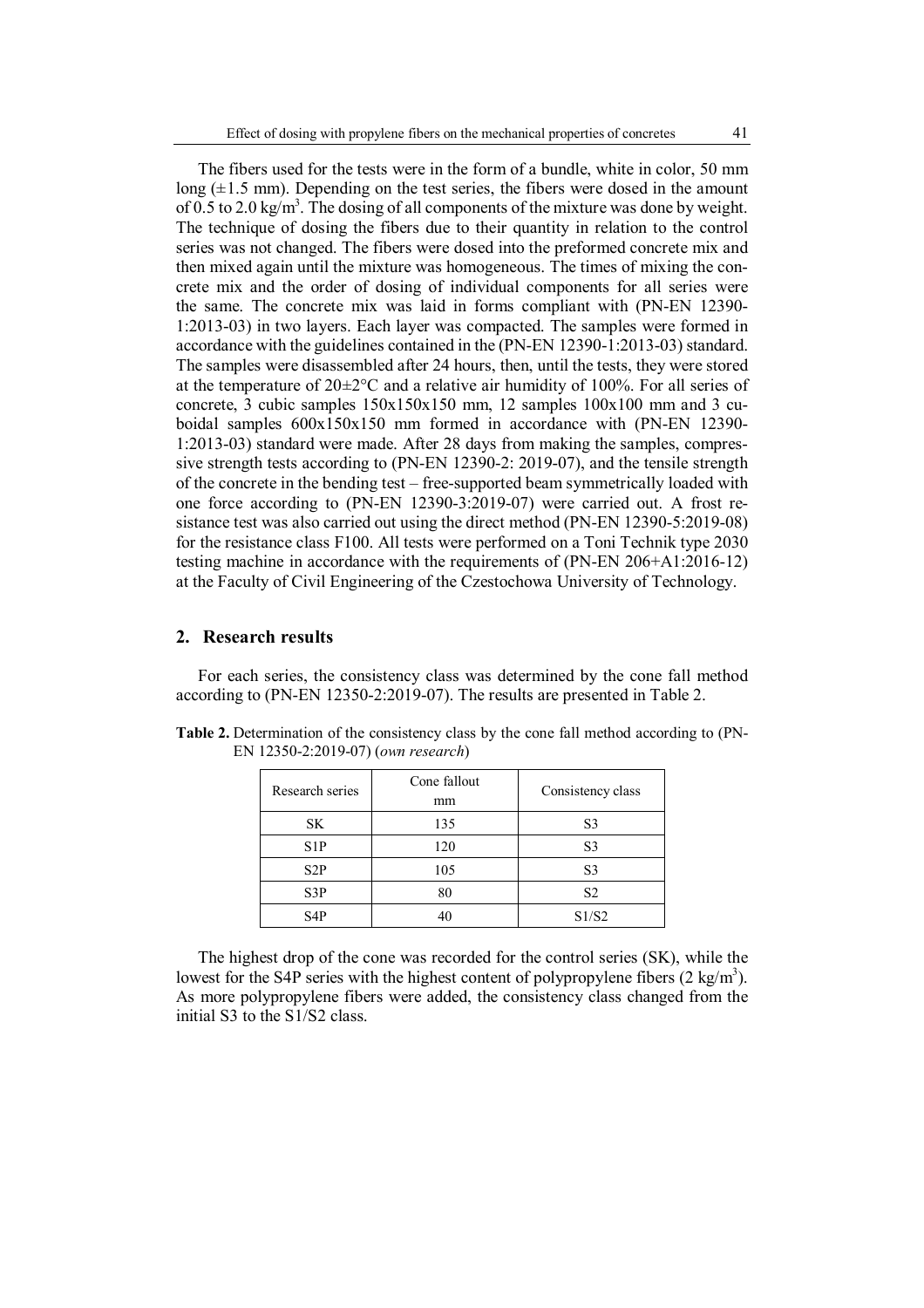The fibers used for the tests were in the form of a bundle, white in color, 50 mm long (±1.5 mm). Depending on the test series, the fibers were dosed in the amount of 0.5 to 2.0 kg/m$^3$. The dosing of all components of the mixture was done by weight. The technique of dosing the fibers due to their quantity in relation to the control series was not changed. The fibers were dosed into the preformed concrete mix and then mixed again until the mixture was homogeneous. The times of mixing the concrete mix and the order of dosing of individual components for all series were the same. The concrete mix was laid in forms compliant with (PN-EN 12390-1:2013-03) in two layers. Each layer was compacted. The samples were formed in accordance with the guidelines contained in the (PN-EN 12390-1:2013-03) standard. The samples were disassembled after 24 hours, then, until the tests, they were stored at the temperature of 20±2°C and a relative air humidity of 100%. For all series of concrete, 3 cubic samples 150x150x150 mm, 12 samples 100x100 mm and 3 cuboidal samples 600x150x150 mm formed in accordance with (PN-EN 12390-1:2013-03) standard were made. After 28 days from making the samples, compressive strength tests according to (PN-EN 12390-2: 2019-07), and the tensile strength of the concrete in the bending test – free-supported beam symmetrically loaded with one force according to (PN-EN 12390-3:2019-07) were carried out. A frost resistance test was also carried out using the direct method (PN-EN 12390-5:2019-08) for the resistance class F100. All tests were performed on a Toni Technik type 2030 testing machine in accordance with the requirements of (PN-EN 206+A1:2016-12) at the Faculty of Civil Engineering of the Czestochowa University of Technology.

## 2. Research results

For each series, the consistency class was determined by the cone fall method according to (PN-EN 12350-2:2019-07). The results are presented in Table 2.

**Table 2.** Determination of the consistency class by the cone fall method according to (PN-EN 12350-2:2019-07) (*own research*)

| Research series | Cone fallout mm | Consistency class |
|---|---|---|
| SK | 135 | S3 |
| S1P | 120 | S3 |
| S2P | 105 | S3 |
| S3P | 80 | S2 |
| S4P | 40 | S1/S2 |

The highest drop of the cone was recorded for the control series (SK), while the lowest for the S4P series with the highest content of polypropylene fibers (2 kg/m$^3$). As more polypropylene fibers were added, the consistency class changed from the initial S3 to the S1/S2 class.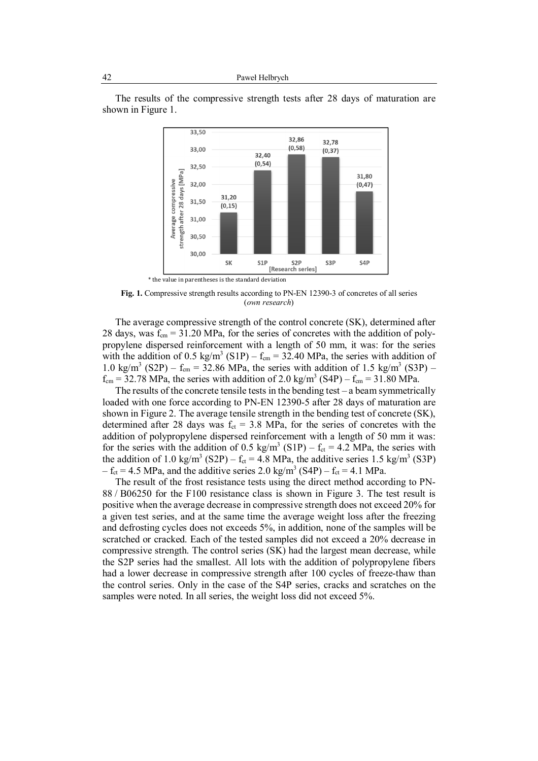The results of the compressive strength tests after 28 days of maturation are shown in Figure 1.

* the value in parentheses is the standard deviation

**Fig. 1.** Compressive strength results according to PN-EN 12390-3 of concretes of all series (*own research*)

The average compressive strength of the control concrete (SK), determined after 28 days, was $f_{cm}$ = 31.20 MPa, for the series of concretes with the addition of polypropylene dispersed reinforcement with a length of 50 mm, it was: for the series with the addition of 0.5 kg/m$^3$ (S1P) – $f_{cm}$ = 32.40 MPa, the series with addition of 1.0 kg/m$^3$ (S2P) – $f_{cm}$ = 32.86 MPa, the series with addition of 1.5 kg/m$^3$ (S3P) – $f_{cm}$ = 32.78 MPa, the series with addition of 2.0 kg/m$^3$ (S4P) – $f_{cm}$ = 31.80 MPa.

The results of the concrete tensile tests in the bending test – a beam symmetrically loaded with one force according to PN-EN 12390-5 after 28 days of maturation are shown in Figure 2. The average tensile strength in the bending test of concrete (SK), determined after 28 days was $f_{ct}$ = 3.8 MPa, for the series of concretes with the addition of polypropylene dispersed reinforcement with a length of 50 mm it was: for the series with the addition of 0.5 kg/m$^3$ (S1P) – $f_{ct}$ = 4.2 MPa, the series with the addition of 1.0 kg/m$^3$ (S2P) – $f_{ct}$ = 4.8 MPa, the additive series 1.5 kg/m$^3$ (S3P) – $f_{ct}$ = 4.5 MPa, and the additive series 2.0 kg/m$^3$ (S4P) – $f_{ct}$ = 4.1 MPa.

The result of the frost resistance tests using the direct method according to PN-88 / B06250 for the F100 resistance class is shown in Figure 3. The test result is positive when the average decrease in compressive strength does not exceed 20% for a given test series, and at the same time the average weight loss after the freezing and defrosting cycles does not exceeds 5%, in addition, none of the samples will be scratched or cracked. Each of the tested samples did not exceed a 20% decrease in compressive strength. The control series (SK) had the largest mean decrease, while the S2P series had the smallest. All lots with the addition of polypropylene fibers had a lower decrease in compressive strength after 100 cycles of freeze-thaw than the control series. Only in the case of the S4P series, cracks and scratches on the samples were noted. In all series, the weight loss did not exceed 5%.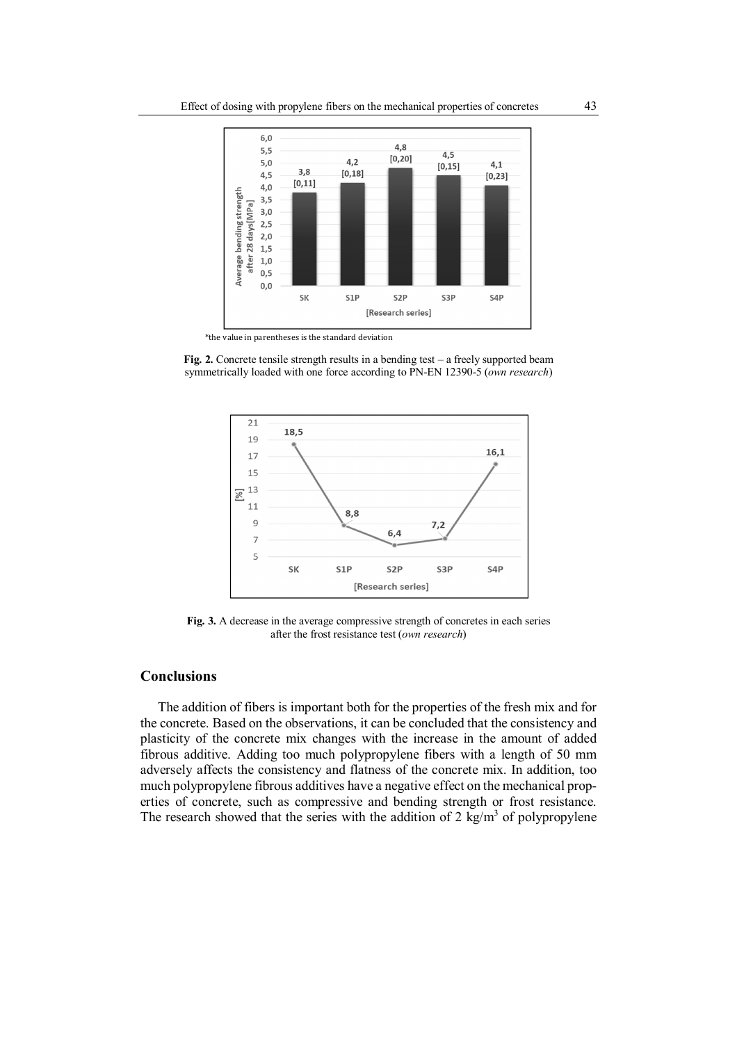\*the value in parentheses is the standard deviation

**Fig. 2.** Concrete tensile strength results in a bending test – a freely supported beam symmetrically loaded with one force according to PN-EN 12390-5 (*own research*)

**Fig. 3.** A decrease in the average compressive strength of concretes in each series after the frost resistance test (*own research*)

## Conclusions

The addition of fibers is important both for the properties of the fresh mix and for the concrete. Based on the observations, it can be concluded that the consistency and plasticity of the concrete mix changes with the increase in the amount of added fibrous additive. Adding too much polypropylene fibers with a length of 50 mm adversely affects the consistency and flatness of the concrete mix. In addition, too much polypropylene fibrous additives have a negative effect on the mechanical properties of concrete, such as compressive and bending strength or frost resistance. The research showed that the series with the addition of 2 $kg/m^3$ of polypropylene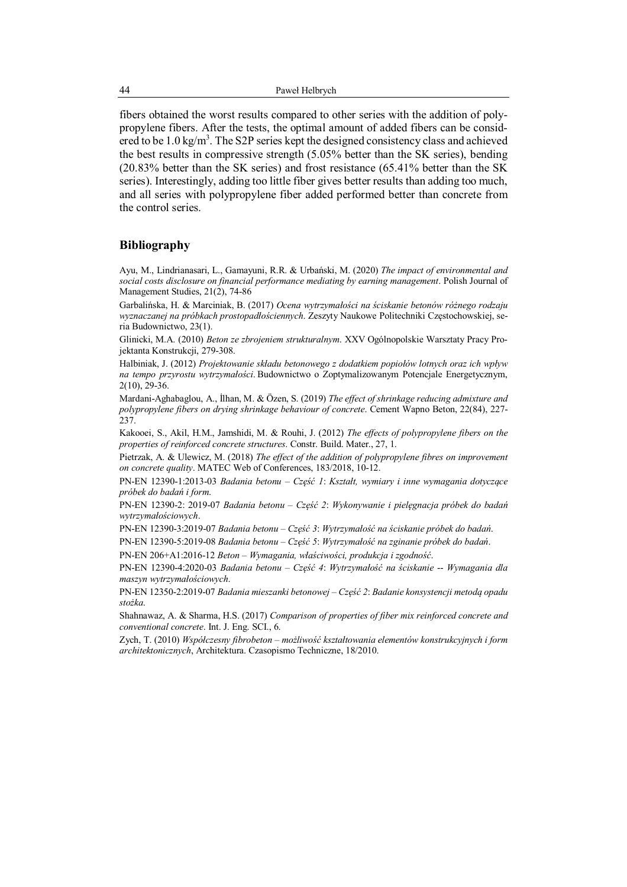fibers obtained the worst results compared to other series with the addition of polypropylene fibers. After the tests, the optimal amount of added fibers can be considered to be 1.0 kg/m$^3$. The S2P series kept the designed consistency class and achieved the best results in compressive strength (5.05% better than the SK series), bending (20.83% better than the SK series) and frost resistance (65.41% better than the SK series). Interestingly, adding too little fiber gives better results than adding too much, and all series with polypropylene fiber added performed better than concrete from the control series.

## Bibliography

Ayu, M., Lindrianasari, L., Gamayuni, R.R. & Urbański, M. (2020) *The impact of environmental and social costs disclosure on financial performance mediating by earning management*. Polish Journal of Management Studies, 21(2), 74-86

Garbalińska, H. & Marciniak, B. (2017) *Ocena wytrzymałości na ściskanie betonów różnego rodzaju wyznaczanej na próbkach prostopadłościennych*. Zeszyty Naukowe Politechniki Częstochowskiej, seria Budownictwo, 23(1).

Glinicki, M.A. (2010) *Beton ze zbrojeniem strukturalnym*. XXV Ogólnopolskie Warsztaty Pracy Projektanta Konstrukcji, 279-308.

Halbiniak, J. (2012) *Projektowanie składu betonowego z dodatkiem popiołów lotnych oraz ich wpływ na tempo przyrostu wytrzymałości*. Budownictwo o Zoptymalizowanym Potencjale Energetycznym, 2(10), 29-36.

Mardani-Aghabaglou, A., İlhan, M. & Özen, S. (2019) *The effect of shrinkage reducing admixture and polypropylene fibers on drying shrinkage behaviour of concrete*. Cement Wapno Beton, 22(84), 227-237.

Kakooei, S., Akil, H.M., Jamshidi, M. & Rouhi, J. (2012) *The effects of polypropylene fibers on the properties of reinforced concrete structures*. Constr. Build. Mater., 27, 1.

Pietrzak, A. & Ulewicz, M. (2018) *The effect of the addition of polypropylene fibres on improvement on concrete quality*. MATEC Web of Conferences, 183/2018, 10-12.

PN-EN 12390-1:2013-03 *Badania betonu – Część 1*: *Kształt, wymiary i inne wymagania dotyczące próbek do badań i form.*

PN-EN 12390-2: 2019-07 *Badania betonu – Część 2*: *Wykonywanie i pielęgnacja próbek do badań wytrzymałościowych*.

PN-EN 12390-3:2019-07 *Badania betonu – Część 3*: *Wytrzymałość na ściskanie próbek do badań*.

PN-EN 12390-5:2019-08 *Badania betonu – Część 5*: *Wytrzymałość na zginanie próbek do badań*.

PN-EN 206+A1:2016-12 *Beton – Wymagania, właściwości, produkcja i zgodność*.

PN-EN 12390-4:2020-03 *Badania betonu – Część 4*: *Wytrzymałość na ściskanie -- Wymagania dla maszyn wytrzymałościowych.*

PN-EN 12350-2:2019-07 *Badania mieszanki betonowej – Część 2*: *Badanie konsystencji metodą opadu stożka.*

Shahnawaz, A. & Sharma, H.S. (2017) *Comparison of properties of fiber mix reinforced concrete and conventional concrete*. Int. J. Eng. SCI., 6.

Zych, T. (2010) *Współczesny fibrobeton – możliwość kształtowania elementów konstrukcyjnych i form architektonicznych*, Architektura. Czasopismo Techniczne, 18/2010.